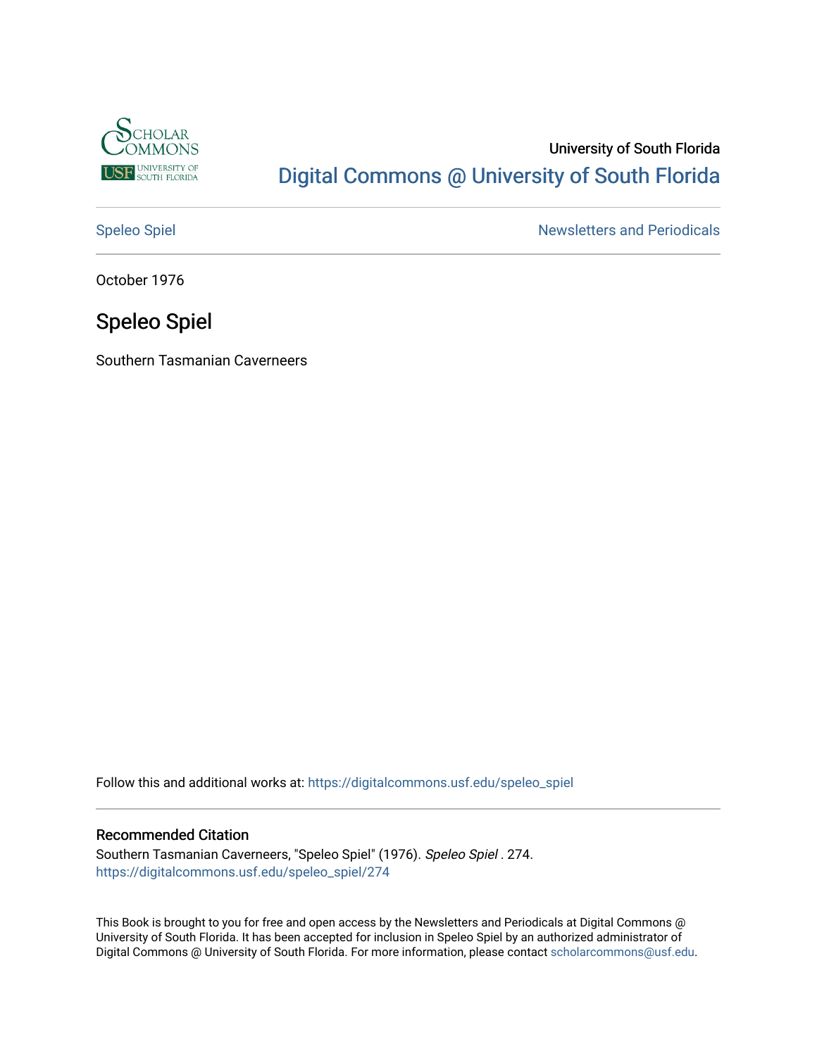University of South Florida

Digital Commons @ University of South Florida

Speleo Spiel

Newsletters and Periodicals

October 1976

# Speleo Spiel

Southern Tasmanian Caverneers

Follow this and additional works at: https://digitalcommons.usf.edu/speleo_spiel

## Recommended Citation

Southern Tasmanian Caverneers, "Speleo Spiel" (1976). *Speleo Spiel* . 274.
https://digitalcommons.usf.edu/speleo_spiel/274

This Book is brought to you for free and open access by the Newsletters and Periodicals at Digital Commons @ University of South Florida. It has been accepted for inclusion in Speleo Spiel by an authorized administrator of Digital Commons @ University of South Florida. For more information, please contact scholarcommons@usf.edu.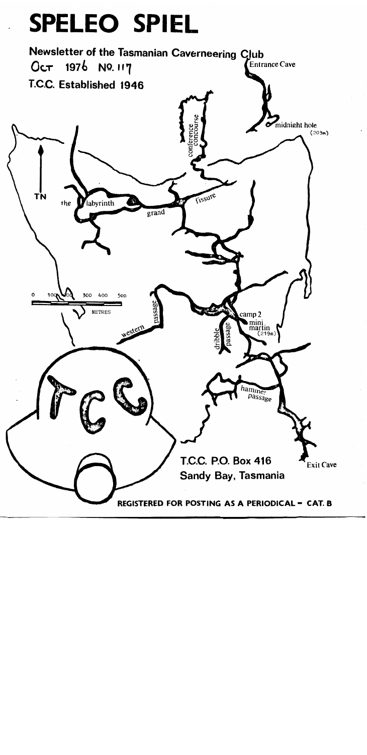# SPELEO SPIEL

**Newsletter of the Tasmanian Caverneering Club**

Oct 1976 No. 117

**T.C.C. Established 1946**

Entrance Cave

conference concourse

midnight hole (203m)

TN

the labyrinth

grand

fissure

0 100 200 300 400 500

METRES

western passage

camp 2

mini martin (219m)

dribble passage

hammer passage

Exit Cave

**T.C.C. P.O. Box 416**
**Sandy Bay, Tasmania**

**REGISTERED FOR POSTING AS A PERIODICAL – CAT. B**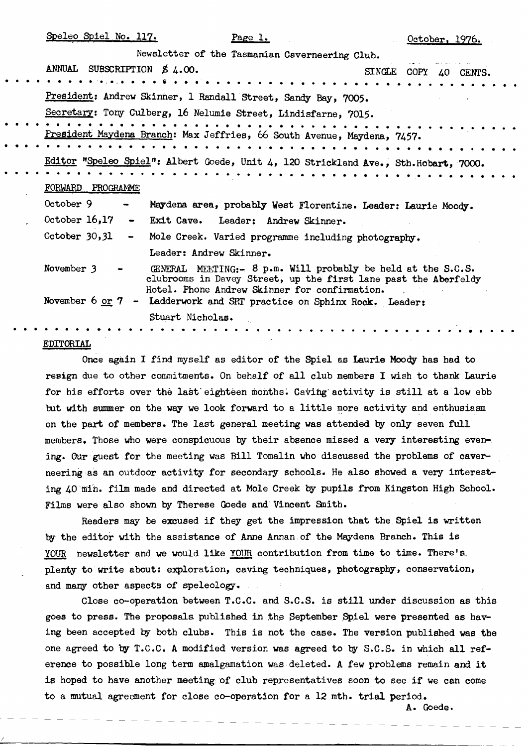Newsletter of the Tasmanian Caverneering Club.

ANNUAL SUBSCRIPTION $ 4.00. SINGLE COPY 40 CENTS.

President: Andrew Skinner, 1 Randall Street, Sandy Bay, 7005.

Secretary: Tony Culberg, 16 Nelumie Street, Lindisfarne, 7015.

President Maydena Branch: Max Jeffries, 66 South Avenue, Maydena, 7457.

Editor "Speleo Spiel": Albert Goede, Unit 4, 120 Strickland Ave., Sth.Hobart, 7000.

## FORWARD PROGRAMME

| | |
|---|---|
| October 9 - | Maydena area, probably West Florentine. Leader: Laurie Moody. |
| October 16,17 - | Exit Cave. Leader: Andrew Skinner. |
| October 30,31 - | Mole Creek. Varied programme including photography. Leader: Andrew Skinner. |
| November 3 - | GENERAL MEETING:- 8 p.m. Will probably be held at the S.C.S. clubrooms in Davey Street, up the first lane past the Aberfeldy Hotel. Phone Andrew Skinner for confirmation. |
| November 6 or 7 - | Ladderwork and SRT practice on Sphinx Rock. Leader: Stuart Nicholas. |

## EDITORIAL

Once again I find myself as editor of the Spiel as Laurie Moody has had to resign due to other commitments. On behalf of all club members I wish to thank Laurie for his efforts over the last eighteen months. Caving activity is still at a low ebb but with summer on the way we look forward to a little more activity and enthusiasm on the part of members. The last general meeting was attended by only seven full members. Those who were conspicuous by their absence missed a very interesting evening. Our guest for the meeting was Bill Tomalin who discussed the problems of caverneering as an outdoor activity for secondary schools. He also showed a very interesting 40 min. film made and directed at Mole Creek by pupils from Kingston High School. Films were also shown by Therese Goede and Vincent Smith.

Readers may be excused if they get the impression that the Spiel is written by the editor with the assistance of Anne Annan of the Maydena Branch. This is YOUR newsletter and we would like YOUR contribution from time to time. There's plenty to write about: exploration, caving techniques, photography, conservation, and many other aspects of speleology.

Close co-operation between T.C.C. and S.C.S. is still under discussion as this goes to press. The proposals published in the September Spiel were presented as having been accepted by both clubs. This is not the case. The version published was the one agreed to by T.C.C. A modified version was agreed to by S.C.S. in which all reference to possible long term amalgamation was deleted. A few problems remain and it is hoped to have another meeting of club representatives soon to see if we can come to a mutual agreement for close co-operation for a 12 mth. trial period.

A. Goede.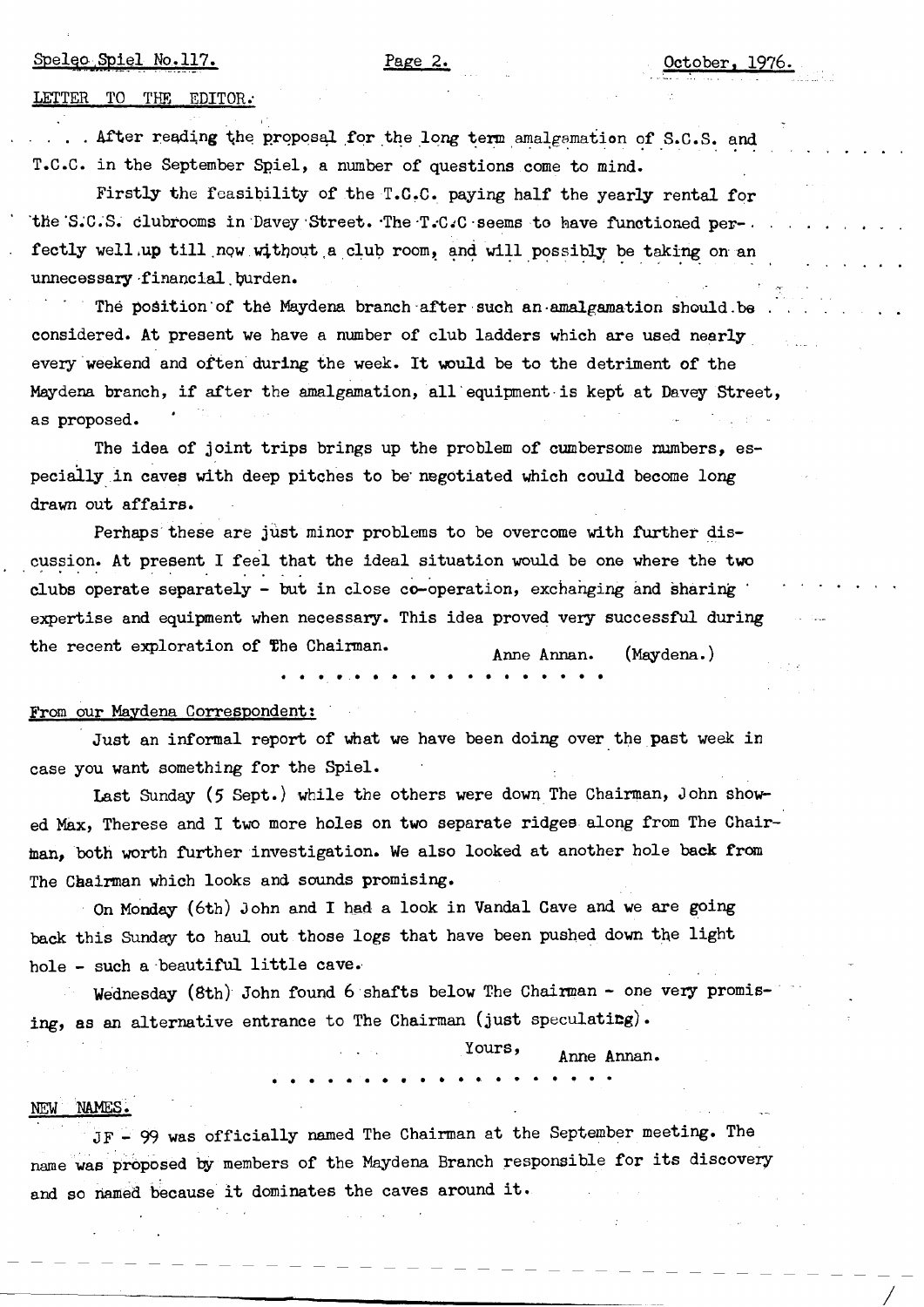## LETTER TO THE EDITOR.

. . . After reading the proposal for the long term amalgamation of S.C.S. and T.C.C. in the September Spiel, a number of questions come to mind.

Firstly the feasibility of the T.C.C. paying half the yearly rental for the S.C.S. clubrooms in Davey Street. The T.C.C seems to have functioned perfectly well up till now without a club room, and will possibly be taking on an unnecessary financial burden.

The position of the Maydena branch after such an amalgamation should be considered. At present we have a number of club ladders which are used nearly every weekend and often during the week. It would be to the detriment of the Maydena branch, if after the amalgamation, all equipment is kept at Davey Street, as proposed.

The idea of joint trips brings up the problem of cumbersome numbers, especially in caves with deep pitches to be negotiated which could become long drawn out affairs.

Perhaps these are just minor problems to be overcome with further discussion. At present I feel that the ideal situation would be one where the two clubs operate separately - but in close co-operation, exchanging and sharing expertise and equipment when necessary. This idea proved very successful during the recent exploration of The Chairman.

Anne Annan. (Maydena.)

. . . . . . . . . . . . . . . . . .

## From our Maydena Correspondent:

Just an informal report of what we have been doing over the past week in case you want something for the Spiel.

Last Sunday (5 Sept.) while the others were down The Chairman, John showed Max, Therese and I two more holes on two separate ridges along from The Chairman, both worth further investigation. We also looked at another hole back from The Chairman which looks and sounds promising.

On Monday (6th) John and I had a look in Vandal Cave and we are going back this Sunday to haul out those logs that have been pushed down the light hole - such a beautiful little cave.

Wednesday (8th) John found 6 shafts below The Chairman - one very promising, as an alternative entrance to The Chairman (just speculating).

Yours, Anne Annan.

. . . . . . . . . . . . . . . . . .

## NEW NAMES.

JF - 99 was officially named The Chairman at the September meeting. The name was proposed by members of the Maydena Branch responsible for its discovery and so named because it dominates the caves around it.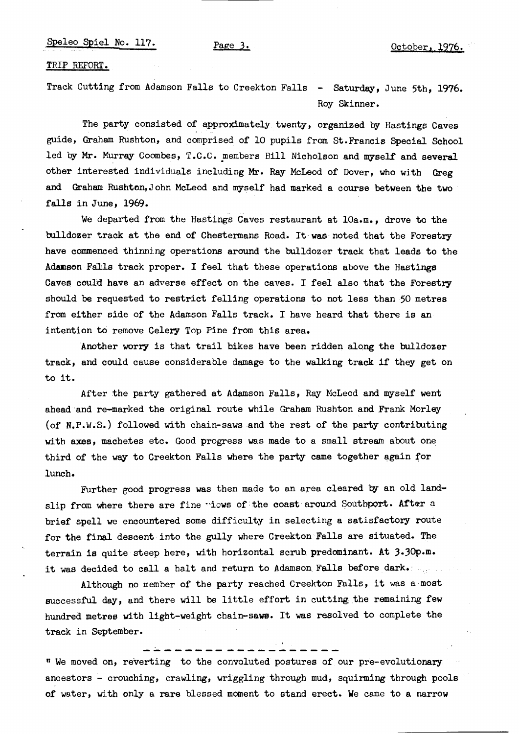TRIP REPORT.

Track Cutting from Adamson Falls to Creekton Falls - Saturday, June 5th, 1976.
Roy Skinner.

The party consisted of approximately twenty, organized by Hastings Caves guide, Graham Rushton, and comprised of 10 pupils from St.Francis Special School led by Mr. Murray Coombes, T.C.C. members Bill Nicholson and myself and several other interested individuals including Mr. Ray McLeod of Dover, who with Greg and Graham Rushton, John McLeod and myself had marked a course between the two falls in June, 1969.

We departed from the Hastings Caves restaurant at 10a.m., drove to the bulldozer track at the end of Chestermans Road. It was noted that the Forestry have commenced thinning operations around the bulldozer track that leads to the Adamson Falls track proper. I feel that these operations above the Hastings Caves could have an adverse effect on the caves. I feel also that the Forestry should be requested to restrict felling operations to not less than 50 metres from either side of the Adamson Falls track. I have heard that there is an intention to remove Celery Top Pine from this area.

Another worry is that trail bikes have been ridden along the bulldozer track, and could cause considerable damage to the walking track if they get on to it.

After the party gathered at Adamson Falls, Ray McLeod and myself went ahead and re-marked the original route while Graham Rushton and Frank Morley (of N.P.W.S.) followed with chain-saws and the rest of the party contributing with axes, machetes etc. Good progress was made to a small stream about one third of the way to Creekton Falls where the party came together again for lunch.

Further good progress was then made to an area cleared by an old land-slip from where there are fine views of the coast around Southport. After a brief spell we encountered some difficulty in selecting a satisfactory route for the final descent into the gully where Creekton Falls are situated. The terrain is quite steep here, with horizontal scrub predominant. At 3.30p.m. it was decided to call a halt and return to Adamson Falls before dark.

Although no member of the party reached Creekton Falls, it was a most successful day, and there will be little effort in cutting the remaining few hundred metres with light-weight chain-saws. It was resolved to complete the track in September.

---

" We moved on, reverting to the convoluted postures of our pre-evolutionary ancestors - crouching, crawling, wriggling through mud, squirming through pools of water, with only a rare blessed moment to stand erect. We came to a narrow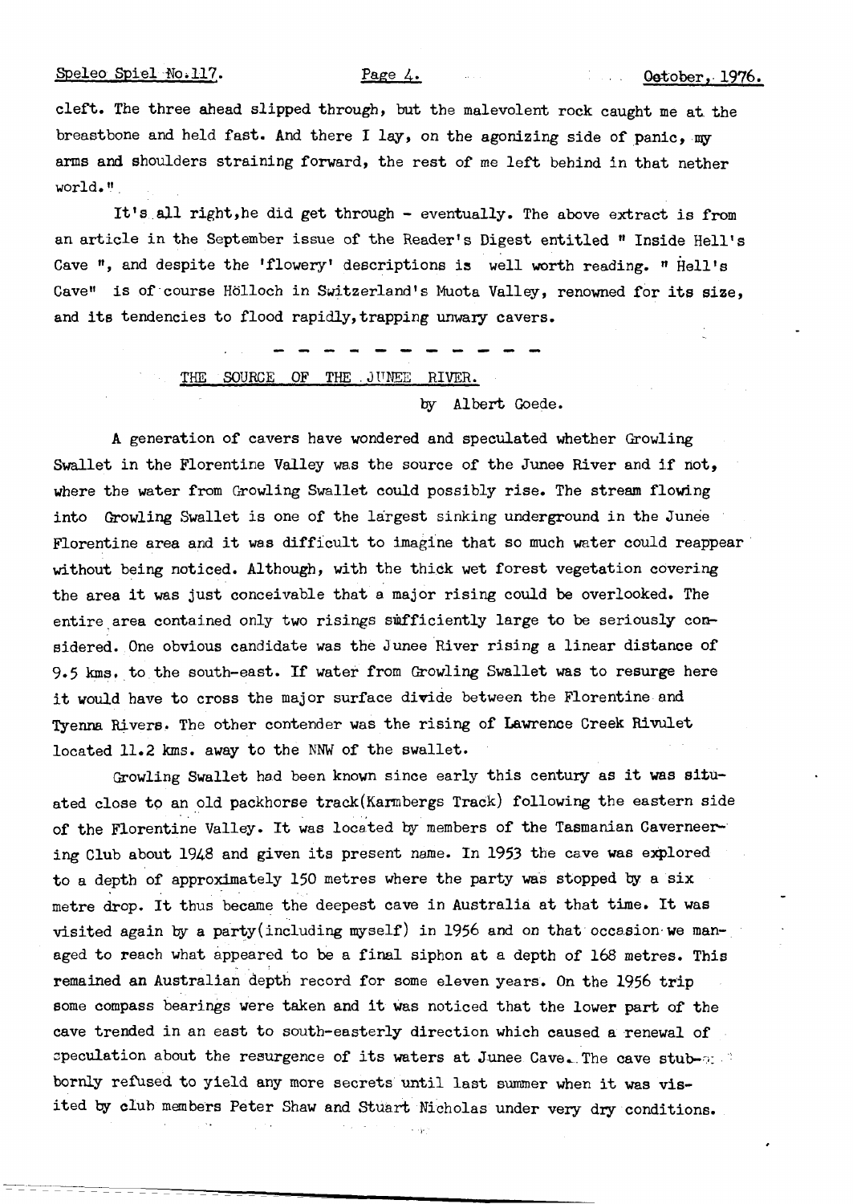cleft. The three ahead slipped through, but the malevolent rock caught me at the breastbone and held fast. And there I lay, on the agonizing side of panic, my arms and shoulders straining forward, the rest of me left behind in that nether world."

It's all right, he did get through - eventually. The above extract is from an article in the September issue of the Reader's Digest entitled " Inside Hell's Cave ", and despite the 'flowery' descriptions is well worth reading. " Hell's Cave" is of course Hölloch in Switzerland's Muota Valley, renowned for its size, and its tendencies to flood rapidly, trapping unwary cavers.

- - - - - - - - - - -

## THE SOURCE OF THE JUNEE RIVER.

by Albert Goede.

A generation of cavers have wondered and speculated whether Growling Swallet in the Florentine Valley was the source of the Junee River and if not, where the water from Growling Swallet could possibly rise. The stream flowing into Growling Swallet is one of the largest sinking underground in the Junee Florentine area and it was difficult to imagine that so much water could reappear without being noticed. Although, with the thick wet forest vegetation covering the area it was just conceivable that a major rising could be overlooked. The entire area contained only two risings sufficiently large to be seriously considered. One obvious candidate was the Junee River rising a linear distance of 9.5 kms. to the south-east. If water from Growling Swallet was to resurge here it would have to cross the major surface divide between the Florentine and Tyenna Rivers. The other contender was the rising of Lawrence Creek Rivulet located 11.2 kms. away to the NNW of the swallet.

Growling Swallet had been known since early this century as it was situated close to an old packhorse track(Karmbergs Track) following the eastern side of the Florentine Valley. It was located by members of the Tasmanian Caverneering Club about 1948 and given its present name. In 1953 the cave was explored to a depth of approximately 150 metres where the party was stopped by a six metre drop. It thus became the deepest cave in Australia at that time. It was visited again by a party(including myself) in 1956 and on that occasion we managed to reach what appeared to be a final siphon at a depth of 168 metres. This remained an Australian depth record for some eleven years. On the 1956 trip some compass bearings were taken and it was noticed that the lower part of the cave trended in an east to south-easterly direction which caused a renewal of speculation about the resurgence of its waters at Junee Cave. The cave stubbornly refused to yield any more secrets until last summer when it was visited by club members Peter Shaw and Stuart Nicholas under very dry conditions.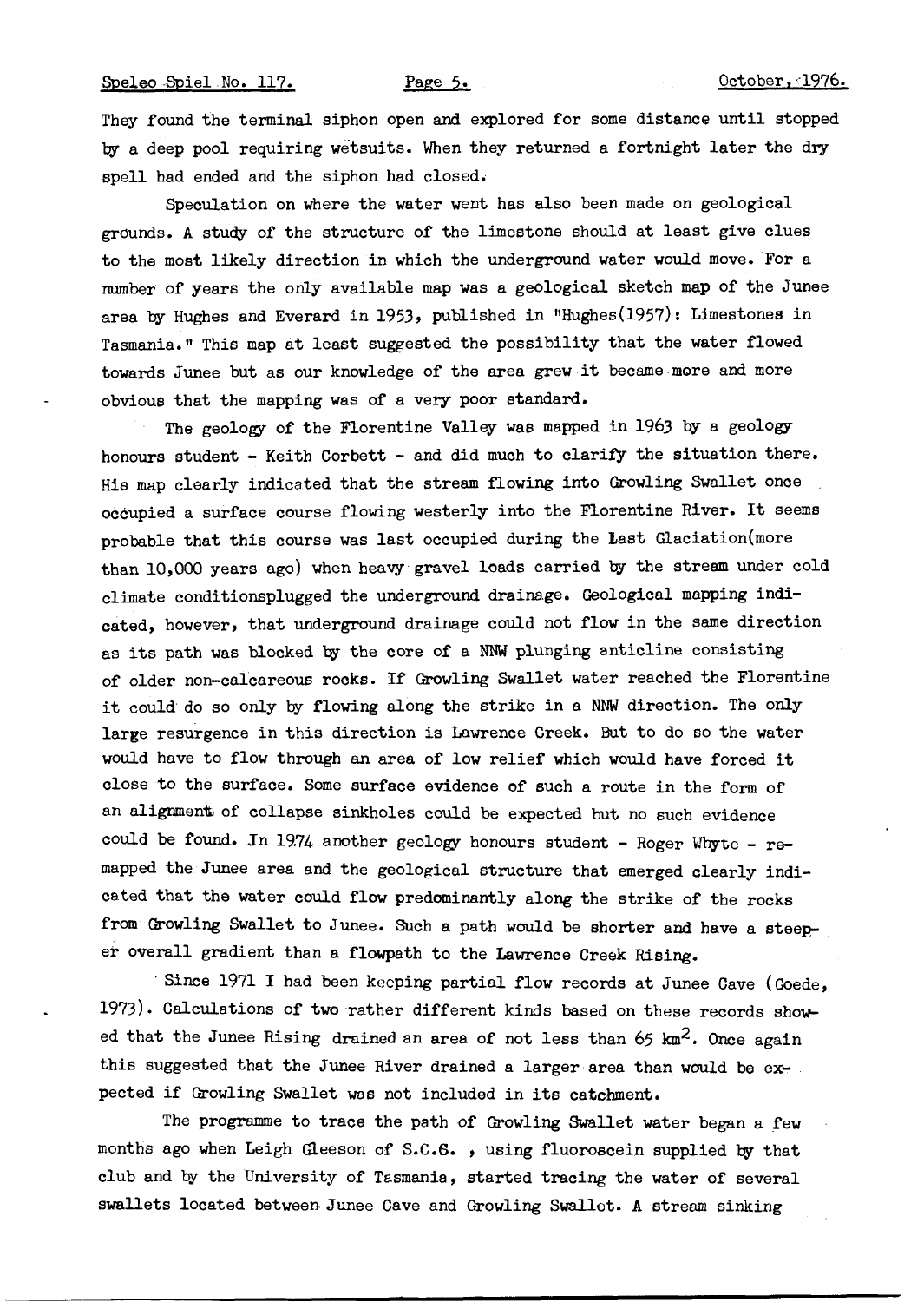They found the terminal siphon open and explored for some distance until stopped by a deep pool requiring wetsuits. When they returned a fortnight later the dry spell had ended and the siphon had closed.

Speculation on where the water went has also been made on geological grounds. A study of the structure of the limestone should at least give clues to the most likely direction in which the underground water would move. For a number of years the only available map was a geological sketch map of the Junee area by Hughes and Everard in 1953, published in "Hughes(1957): Limestones in Tasmania." This map at least suggested the possibility that the water flowed towards Junee but as our knowledge of the area grew it became more and more obvious that the mapping was of a very poor standard.

The geology of the Florentine Valley was mapped in 1963 by a geology honours student - Keith Corbett - and did much to clarify the situation there. His map clearly indicated that the stream flowing into Growling Swallet once occupied a surface course flowing westerly into the Florentine River. It seems probable that this course was last occupied during the Last Glaciation(more than 10,000 years ago) when heavy gravel loads carried by the stream under cold climate conditionsplugged the underground drainage. Geological mapping indicated, however, that underground drainage could not flow in the same direction as its path was blocked by the core of a NNW plunging anticline consisting of older non-calcareous rocks. If Growling Swallet water reached the Florentine it could do so only by flowing along the strike in a NNW direction. The only large resurgence in this direction is Lawrence Creek. But to do so the water would have to flow through an area of low relief which would have forced it close to the surface. Some surface evidence of such a route in the form of an alignment of collapse sinkholes could be expected but no such evidence could be found. In 1974 another geology honours student - Roger Whyte - remapped the Junee area and the geological structure that emerged clearly indicated that the water could flow predominantly along the strike of the rocks from Growling Swallet to Junee. Such a path would be shorter and have a steeper overall gradient than a flowpath to the Lawrence Creek Rising.

Since 1971 I had been keeping partial flow records at Junee Cave (Goede, 1973). Calculations of two rather different kinds based on these records showed that the Junee Rising drained an area of not less than 65 km$^2$. Once again this suggested that the Junee River drained a larger area than would be expected if Growling Swallet was not included in its catchment.

The programme to trace the path of Growling Swallet water began a few months ago when Leigh Gleeson of S.C.S. , using fluoroscein supplied by that club and by the University of Tasmania, started tracing the water of several swallets located between Junee Cave and Growling Swallet. A stream sinking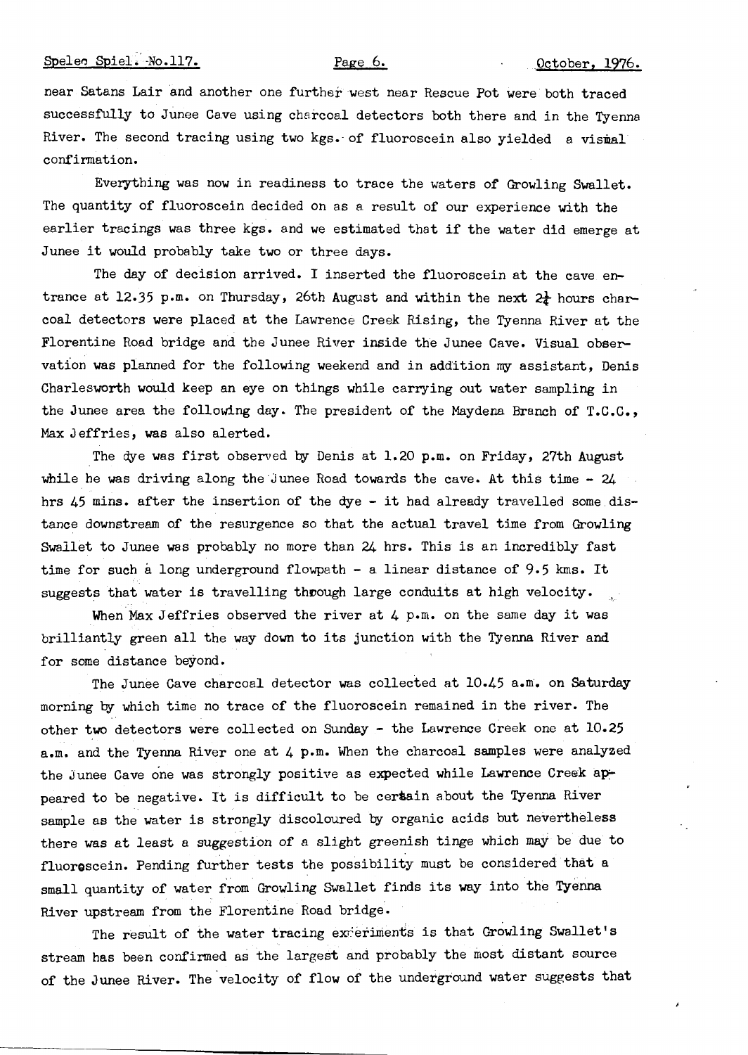near Satans Lair and another one further west near Rescue Pot were both traced successfully to Junee Cave using charcoal detectors both there and in the Tyenna River. The second tracing using two kgs. of fluoroscein also yielded a visual confirmation.

Everything was now in readiness to trace the waters of Growling Swallet. The quantity of fluoroscein decided on as a result of our experience with the earlier tracings was three kgs. and we estimated that if the water did emerge at Junee it would probably take two or three days.

The day of decision arrived. I inserted the fluoroscein at the cave entrance at 12.35 p.m. on Thursday, 26th August and within the next 2¼ hours charcoal detectors were placed at the Lawrence Creek Rising, the Tyenna River at the Florentine Road bridge and the Junee River inside the Junee Cave. Visual observation was planned for the following weekend and in addition my assistant, Denis Charlesworth would keep an eye on things while carrying out water sampling in the Junee area the following day. The president of the Maydena Branch of T.C.C., Max Jeffries, was also alerted.

The dye was first observed by Denis at 1.20 p.m. on Friday, 27th August while he was driving along the Junee Road towards the cave. At this time - 24 hrs 45 mins. after the insertion of the dye - it had already travelled some distance downstream of the resurgence so that the actual travel time from Growling Swallet to Junee was probably no more than 24 hrs. This is an incredibly fast time for such a long underground flowpath - a linear distance of 9.5 kms. It suggests that water is travelling through large conduits at high velocity.

When Max Jeffries observed the river at 4 p.m. on the same day it was brilliantly green all the way down to its junction with the Tyenna River and for some distance beyond.

The Junee Cave charcoal detector was collected at 10.45 a.m. on Saturday morning by which time no trace of the fluoroscein remained in the river. The other two detectors were collected on Sunday - the Lawrence Creek one at 10.25 a.m. and the Tyenna River one at 4 p.m. When the charcoal samples were analyzed the Junee Cave one was strongly positive as expected while Lawrence Creek appeared to be negative. It is difficult to be certain about the Tyenna River sample as the water is strongly discoloured by organic acids but nevertheless there was at least a suggestion of a slight greenish tinge which may be due to fluorescein. Pending further tests the possibility must be considered that a small quantity of water from Growling Swallet finds its way into the Tyenna River upstream from the Florentine Road bridge.

The result of the water tracing experiments is that Growling Swallet's stream has been confirmed as the largest and probably the most distant source of the Junee River. The velocity of flow of the underground water suggests that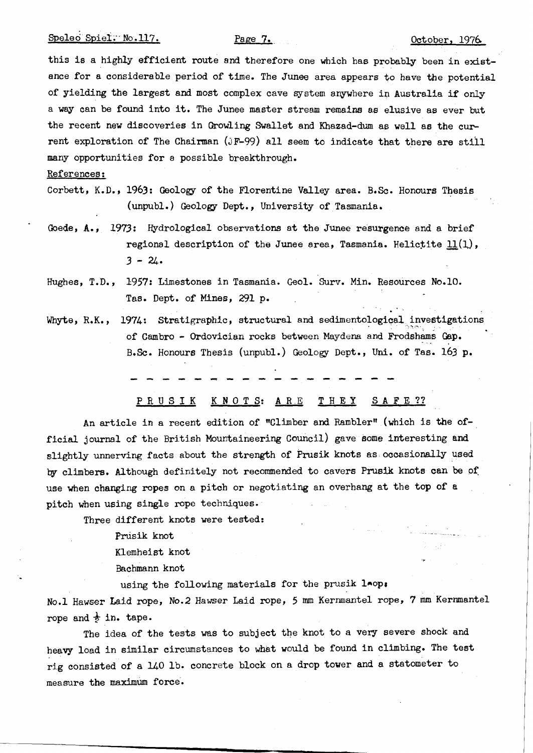this is a highly efficient route and therefore one which has probably been in existence for a considerable period of time. The Junee area appears to have the potential of yielding the largest and most complex cave system anywhere in Australia if only a way can be found into it. The Junee master stream remains as elusive as ever but the recent new discoveries in Growling Swallet and Khazad-dum as well as the current exploration of The Chairman (JF-99) all seem to indicate that there are still many opportunities for a possible breakthrough.

References:

Corbett, K.D., 1963: Geology of the Florentine Valley area. B.Sc. Honours Thesis (unpubl.) Geology Dept., University of Tasmania.

Goede, A., 1973: Hydrological observations at the Junee resurgence and a brief regional description of the Junee area, Tasmania. Helictite 11(1), 3 - 24.

Hughes, T.D., 1957: Limestones in Tasmania. Geol. Surv. Min. Resources No.10. Tas. Dept. of Mines, 291 p.

Whyte, R.K., 1974: Stratigraphic, structural and sedimentological investigations of Cambro - Ordovician rocks between Maydena and Frodshams Gap. B.Sc. Honours Thesis (unpubl.) Geology Dept., Uni. of Tas. 163 p.

- - - - - - - - - - - - - - - - - -

## PRUSIK KNOTS: ARE THEY SAFE??

An article in a recent edition of "Climber and Rambler" (which is the official journal of the British Mountaineering Council) gave some interesting and slightly unnerving facts about the strength of Prusik knots as occasionally used by climbers. Although definitely not recommended to cavers Prusik knots can be of use when changing ropes on a pitch or negotiating an overhang at the top of a pitch when using single rope techniques.

Three different knots were tested:

Prusik knot

Klemheist knot

Bachmann knot

using the following materials for the prusik loop:

No.1 Hawser Laid rope, No.2 Hawser Laid rope, 5 mm Kernmantel rope, 7 mm Kernmantel rope and ½ in. tape.

The idea of the tests was to subject the knot to a very severe shock and heavy load in similar circumstances to what would be found in climbing. The test rig consisted of a 140 lb. concrete block on a drop tower and a statometer to measure the maximum force.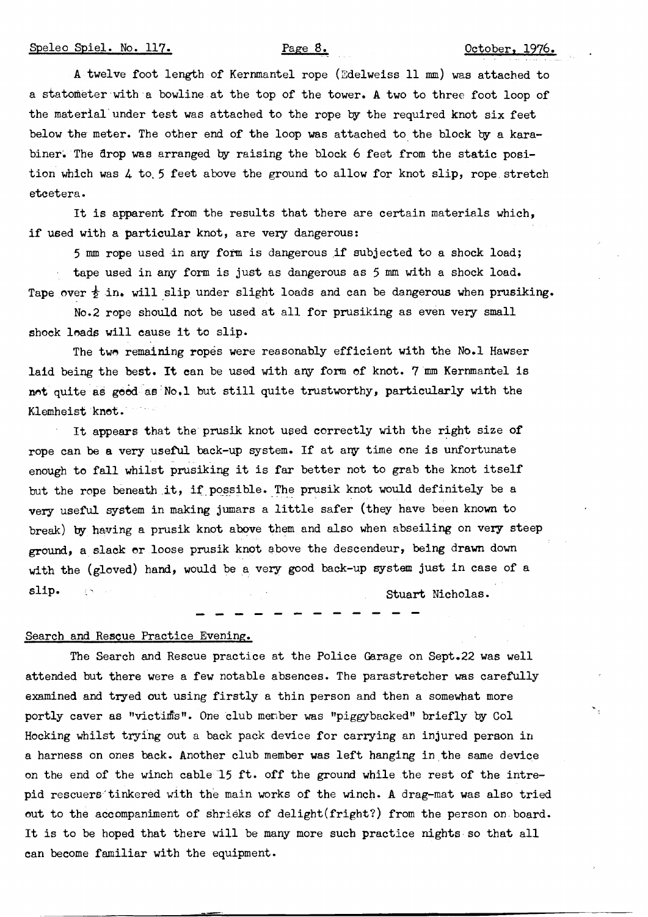A twelve foot length of Kernmantel rope (Edelweiss 11 mm) was attached to a statometer with a bowline at the top of the tower. A two to three foot loop of the material under test was attached to the rope by the required knot six feet below the meter. The other end of the loop was attached to the block by a karabiner. The drop was arranged by raising the block 6 feet from the static position which was 4 to 5 feet above the ground to allow for knot slip, rope stretch etcetera.

It is apparent from the results that there are certain materials which, if used with a particular knot, are very dangerous:

5 mm rope used in any form is dangerous if subjected to a shock load; tape used in any form is just as dangerous as 5 mm with a shock load. Tape over ½ in. will slip under slight loads and can be dangerous when prusiking.

No.2 rope should not be used at all for prusiking as even very small shock loads will cause it to slip.

The two remaining ropes were reasonably efficient with the No.1 Hawser laid being the best. It can be used with any form of knot. 7 mm Kernmantel is not quite as good as No.1 but still quite trustworthy, particularly with the Klemheist knot.

It appears that the prusik knot used correctly with the right size of rope can be a very useful back-up system. If at any time one is unfortunate enough to fall whilst prusiking it is far better not to grab the knot itself but the rope beneath it, if possible. The prusik knot would definitely be a very useful system in making jumars a little safer (they have been known to break) by having a prusik knot above them and also when abseiling on very steep ground, a slack or loose prusik knot above the descendeur, being drawn down with the (gloved) hand, would be a very good back-up system just in case of a slip.

Stuart Nicholas.

- - - - - - - - - - - -

## Search and Rescue Practice Evening.

The Search and Rescue practice at the Police Garage on Sept.22 was well attended but there were a few notable absences. The parastretcher was carefully examined and tryed out using firstly a thin person and then a somewhat more portly caver as "victims". One club member was "piggybacked" briefly by Col Hocking whilst trying out a back pack device for carrying an injured person in a harness on ones back. Another club member was left hanging in the same device on the end of the winch cable 15 ft. off the ground while the rest of the intrepid rescuers tinkered with the main works of the winch. A drag-mat was also tried out to the accompaniment of shrieks of delight(fright?) from the person on board. It is to be hoped that there will be many more such practice nights so that all can become familiar with the equipment.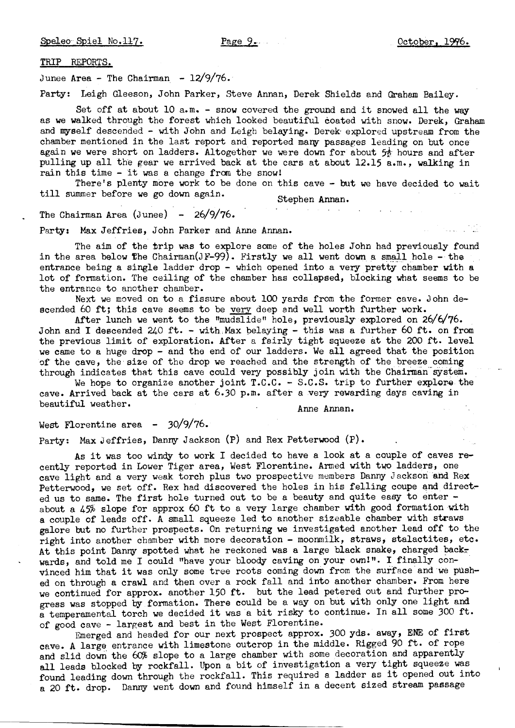## TRIP REPORTS.

Junee Area - The Chairman - 12/9/76.

Party: Leigh Gleeson, John Parker, Steve Annan, Derek Shields and Graham Bailey.

Set off at about 10 a.m. - snow covered the ground and it snowed all the way as we walked through the forest which looked beautiful coated with snow. Derek, Graham and myself descended - with John and Leigh belaying. Derek explored upstream from the chamber mentioned in the last report and reported many passages leading on but once again we were short on ladders. Altogether we were down for about 5½ hours and after pulling up all the gear we arrived back at the cars at about 12.15 a.m., walking in rain this time - it was a change from the snow!

There's plenty more work to be done on this cave - but we have decided to wait till summer before we go down again.

Stephen Annan.

The Chairman Area (Junee) - 26/9/76.

Party: Max Jeffries, John Parker and Anne Annan.

The aim of the trip was to explore some of the holes John had previously found in the area below The Chairman(JF-99). Firstly we all went down a small hole - the entrance being a single ladder drop - which opened into a very pretty chamber with a lot of formation. The ceiling of the chamber has collapsed, blocking what seems to be the entrance to another chamber.

Next we moved on to a fissure about 100 yards from the former cave. John descended 60 ft; this cave seems to be very deep and well worth further work.

After lunch we went to the "mudslide" hole, previously explored on 26/6/76. John and I descended 240 ft. - with Max belaying - this was a further 60 ft. on from the previous limit of exploration. After a fairly tight squeeze at the 200 ft. level we came to a huge drop - and the end of our ladders. We all agreed that the position of the cave, the size of the drop we reached and the strength of the breeze coming through indicates that this cave could very possibly join with the Chairman system.

We hope to organize another joint T.C.C. - S.C.S. trip to further explore the cave. Arrived back at the cars at 6.30 p.m. after a very rewarding days caving in beautiful weather.

Anne Annan.

West Florentine area - 30/9/76.

Party: Max Jeffries, Danny Jackson (P) and Rex Petterwood (P).

As it was too windy to work I decided to have a look at a couple of caves recently reported in Lower Tiger area, West Florentine. Armed with two ladders, one cave light and a very weak torch plus two prospective members Danny Jackson and Rex Petterwood, we set off. Rex had discovered the holes in his felling coupe and directed us to same. The first hole turned out to be a beauty and quite easy to enter - about a 45% slope for approx 60 ft to a very large chamber with good formation with a couple of leads off. A small squeeze led to another sizeable chamber with straws galore but no further prospects. On returning we investigated another lead off to the right into another chamber with more decoration - moonmilk, straws, stalactites, etc. At this point Danny spotted what he reckoned was a large black snake, charged backwards, and told me I could "have your bloody caving on your own!". I finally convinced him that it was only some tree roots coming down from the surface and we pushed on through a crawl and then over a rock fall and into another chamber. From here we continued for approx. another 150 ft. but the lead petered out and further progress was stopped by formation. There could be a way on but with only one light and a temperamental torch we decided it was a bit risky to continue. In all some 300 ft. of good cave - largest and best in the West Florentine.

Emerged and headed for our next prospect approx. 300 yds. away, ENE of first cave. A large entrance with limestone outcrop in the middle. Rigged 90 ft. of rope and slid down the 60% slope to a large chamber with some decoration and apparently all leads blocked by rockfall. Upon a bit of investigation a very tight squeeze was found leading down through the rockfall. This required a ladder as it opened out into a 20 ft. drop. Danny went down and found himself in a decent sized stream passage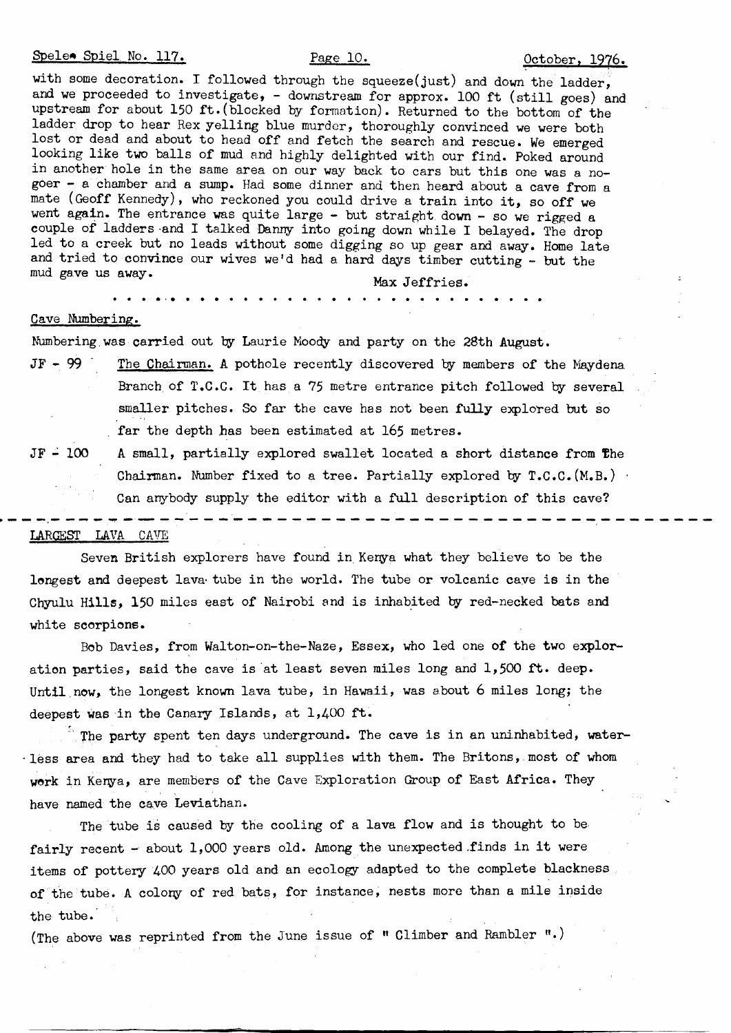with some decoration. I followed through the squeeze(just) and down the ladder, and we proceeded to investigate, - downstream for approx. 100 ft (still goes) and upstream for about 150 ft.(blocked by formation). Returned to the bottom of the ladder drop to hear Rex yelling blue murder, thoroughly convinced we were both lost or dead and about to head off and fetch the search and rescue. We emerged looking like two balls of mud and highly delighted with our find. Poked around in another hole in the same area on our way back to cars but this one was a no-goer - a chamber and a sump. Had some dinner and then heard about a cave from a mate (Geoff Kennedy), who reckoned you could drive a train into it, so off we went again. The entrance was quite large - but straight down - so we rigged a couple of ladders and I talked Danny into going down while I belayed. The drop led to a creek but no leads without some digging so up gear and away. Home late and tried to convince our wives we'd had a hard days timber cutting - but the mud gave us away.

Max Jeffries.

. . . . . . . . . . . . . . . . . . . . . . . . . . . . . . . .

## Cave Numbering.

Numbering was carried out by Laurie Moody and party on the 28th August.

JF - 99 &nbsp;&nbsp; The Chairman. A pothole recently discovered by members of the Maydena Branch of T.C.C. It has a 75 metre entrance pitch followed by several smaller pitches. So far the cave has not been fully explored but so far the depth has been estimated at 165 metres.

JF - 100 &nbsp;&nbsp; A small, partially explored swallet located a short distance from The Chairman. Number fixed to a tree. Partially explored by T.C.C.(M.B.) Can anybody supply the editor with a full description of this cave?

---

## LARGEST LAVA CAVE

Seven British explorers have found in Kenya what they believe to be the longest and deepest lava tube in the world. The tube or volcanic cave is in the Chyulu Hills, 150 miles east of Nairobi and is inhabited by red-necked bats and white scorpions.

Bob Davies, from Walton-on-the-Naze, Essex, who led one of the two exploration parties, said the cave is at least seven miles long and 1,500 ft. deep. Until now, the longest known lava tube, in Hawaii, was about 6 miles long; the deepest was in the Canary Islands, at 1,400 ft.

The party spent ten days underground. The cave is in an uninhabited, waterless area and they had to take all supplies with them. The Britons, most of whom work in Kenya, are members of the Cave Exploration Group of East Africa. They have named the cave Leviathan.

The tube is caused by the cooling of a lava flow and is thought to be fairly recent - about 1,000 years old. Among the unexpected finds in it were items of pottery 400 years old and an ecology adapted to the complete blackness of the tube. A colony of red bats, for instance, nests more than a mile inside the tube.

(The above was reprinted from the June issue of " Climber and Rambler ".)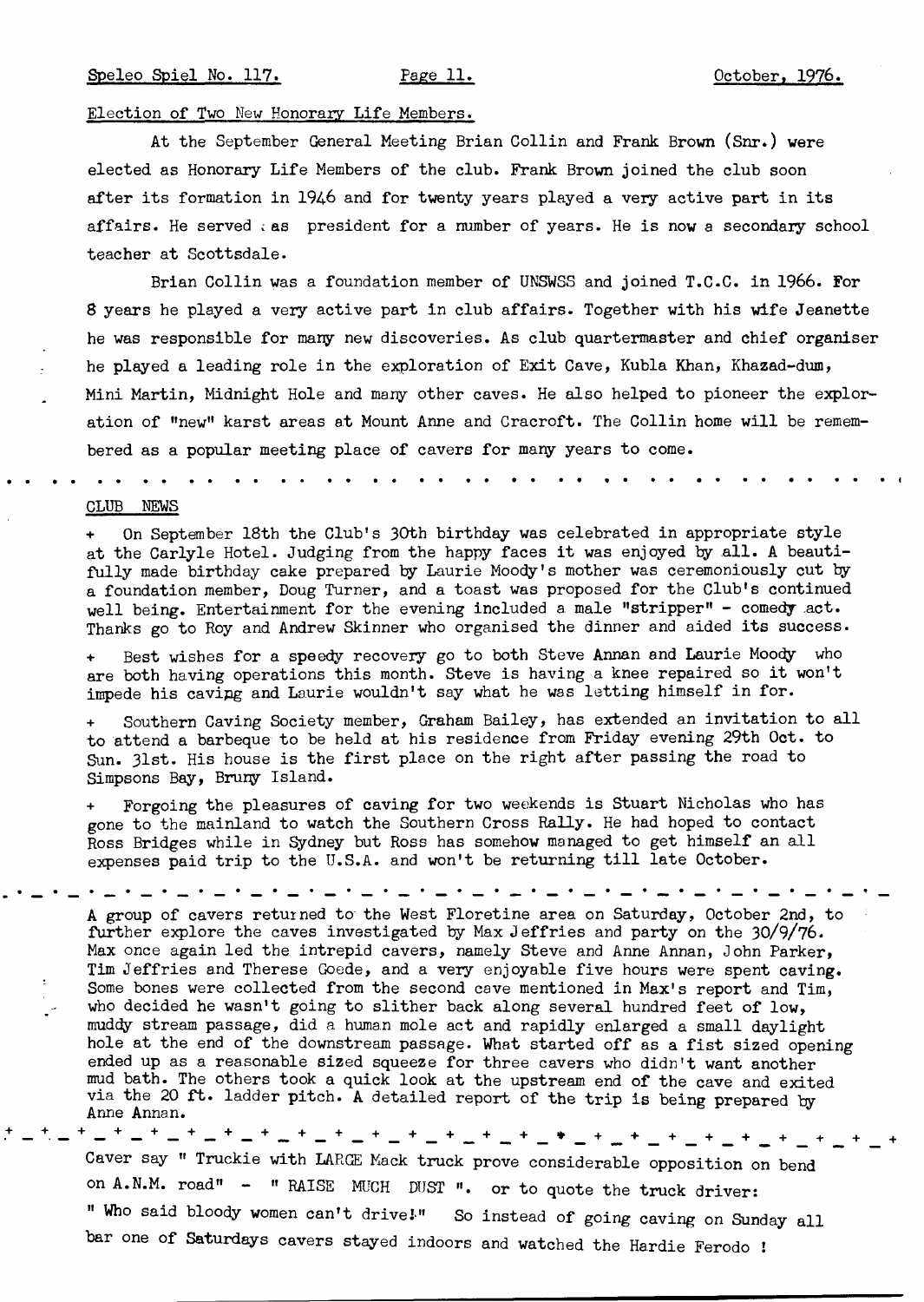## Election of Two New Honorary Life Members.

At the September General Meeting Brian Collin and Frank Brown (Snr.) were elected as Honorary Life Members of the club. Frank Brown joined the club soon after its formation in 1946 and for twenty years played a very active part in its affairs. He served as president for a number of years. He is now a secondary school teacher at Scottsdale.

Brian Collin was a foundation member of UNSWSS and joined T.C.C. in 1966. For 8 years he played a very active part in club affairs. Together with his wife Jeanette he was responsible for many new discoveries. As club quartermaster and chief organiser he played a leading role in the exploration of Exit Cave, Kubla Khan, Khazad-dum, Mini Martin, Midnight Hole and many other caves. He also helped to pioneer the exploration of "new" karst areas at Mount Anne and Cracroft. The Collin home will be remembered as a popular meeting place of cavers for many years to come.

## CLUB NEWS

+ On September 18th the Club's 30th birthday was celebrated in appropriate style at the Carlyle Hotel. Judging from the happy faces it was enjoyed by all. A beautifully made birthday cake prepared by Laurie Moody's mother was ceremoniously cut by a foundation member, Doug Turner, and a toast was proposed for the Club's continued well being. Entertainment for the evening included a male "stripper" - comedy act. Thanks go to Roy and Andrew Skinner who organised the dinner and aided its success.

+ Best wishes for a speedy recovery go to both Steve Annan and Laurie Moody who are both having operations this month. Steve is having a knee repaired so it won't impede his caving and Laurie wouldn't say what he was letting himself in for.

+ Southern Caving Society member, Graham Bailey, has extended an invitation to all to attend a barbeque to be held at his residence from Friday evening 29th Oct. to Sun. 31st. His house is the first place on the right after passing the road to Simpsons Bay, Bruny Island.

+ Forgoing the pleasures of caving for two weekends is Stuart Nicholas who has gone to the mainland to watch the Southern Cross Rally. He had hoped to contact Ross Bridges while in Sydney but Ross has somehow managed to get himself an all expenses paid trip to the U.S.A. and won't be returning till late October.

A group of cavers returned to the West Floretine area on Saturday, October 2nd, to further explore the caves investigated by Max Jeffries and party on the 30/9/76. Max once again led the intrepid cavers, namely Steve and Anne Annan, John Parker, Tim Jeffries and Therese Goede, and a very enjoyable five hours were spent caving. Some bones were collected from the second cave mentioned in Max's report and Tim, who decided he wasn't going to slither back along several hundred feet of low, muddy stream passage, did a human mole act and rapidly enlarged a small daylight hole at the end of the downstream passage. What started off as a fist sized opening ended up as a reasonable sized squeeze for three cavers who didn't want another mud bath. The others took a quick look at the upstream end of the cave and exited via the 20 ft. ladder pitch. A detailed report of the trip is being prepared by Anne Annan.

Caver say " Truckie with LARGE Mack truck prove considerable opposition on bend on A.N.M. road" - " RAISE MUCH DUST ". or to quote the truck driver: " Who said bloody women can't drive!" So instead of going caving on Sunday all bar one of Saturdays cavers stayed indoors and watched the Hardie Ferodo !